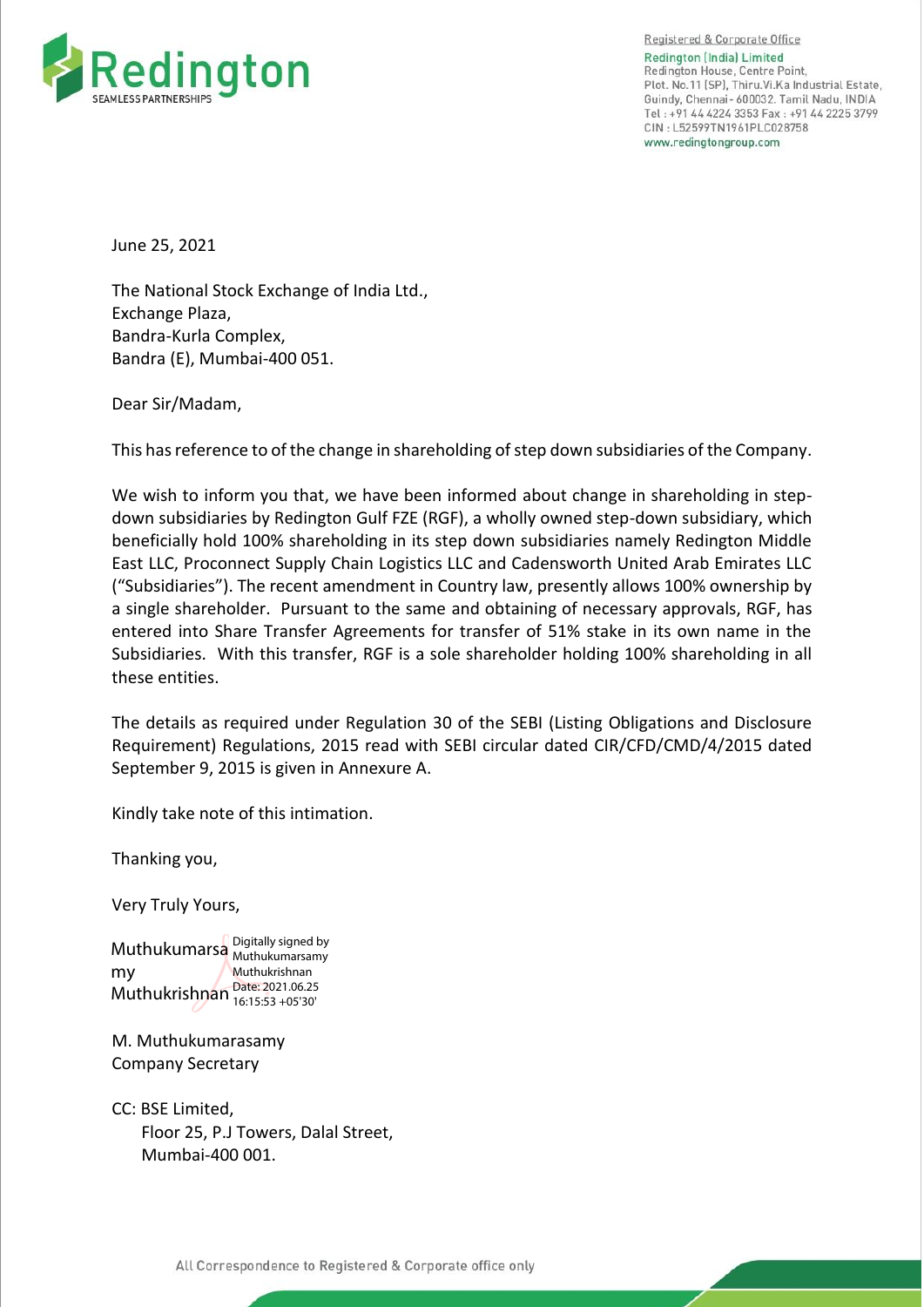Redington
SEAMLESS PARTNERSHIPS

Registered & Corporate Office
Redington (India) Limited
Redington House, Centre Point,
Plot. No.11 (SP), Thiru.Vi.Ka Industrial Estate,
Guindy, Chennai - 600032. Tamil Nadu, INDIA
Tel : +91 44 4224 3353 Fax : +91 44 2225 3799
CIN : L52599TN1961PLC028758
www.redingtongroup.com

June 25, 2021

The National Stock Exchange of India Ltd.,
Exchange Plaza,
Bandra-Kurla Complex,
Bandra (E), Mumbai-400 051.

Dear Sir/Madam,

This has reference to of the change in shareholding of step down subsidiaries of the Company.

We wish to inform you that, we have been informed about change in shareholding in step-down subsidiaries by Redington Gulf FZE (RGF), a wholly owned step-down subsidiary, which beneficially hold 100% shareholding in its step down subsidiaries namely Redington Middle East LLC, Proconnect Supply Chain Logistics LLC and Cadensworth United Arab Emirates LLC ("Subsidiaries"). The recent amendment in Country law, presently allows 100% ownership by a single shareholder. Pursuant to the same and obtaining of necessary approvals, RGF, has entered into Share Transfer Agreements for transfer of 51% stake in its own name in the Subsidiaries. With this transfer, RGF is a sole shareholder holding 100% shareholding in all these entities.

The details as required under Regulation 30 of the SEBI (Listing Obligations and Disclosure Requirement) Regulations, 2015 read with SEBI circular dated CIR/CFD/CMD/4/2015 dated September 9, 2015 is given in Annexure A.

Kindly take note of this intimation.

Thanking you,

Very Truly Yours,

Muthukumarsamy Muthukrishnan
Digitally signed by Muthukumarsamy Muthukrishnan
Date: 2021.06.25 16:15:53 +05'30'

M. Muthukumarasamy
Company Secretary

CC: BSE Limited,
Floor 25, P.J Towers, Dalal Street,
Mumbai-400 001.

All Correspondence to Registered & Corporate office only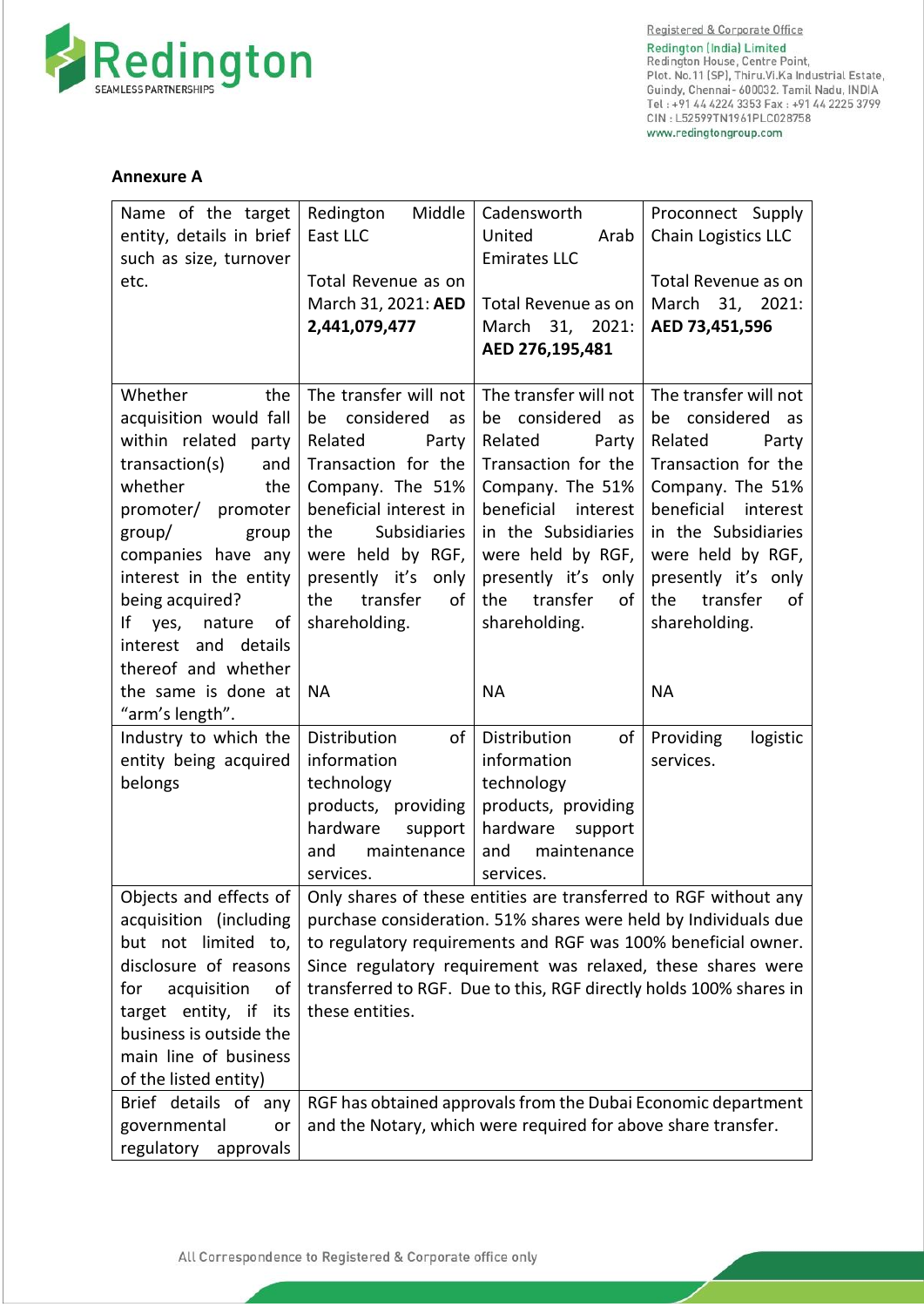**Annexure A**

| Name of the target entity, details in brief such as size, turnover etc. | Redington Middle East LLC<br><br>Total Revenue as on March 31, 2021: **AED 2,441,079,477** | Cadensworth United Arab Emirates LLC<br><br>Total Revenue as on March 31, 2021: **AED 276,195,481** | Proconnect Supply Chain Logistics LLC<br><br>Total Revenue as on March 31, 2021: **AED 73,451,596** |
|---|---|---|---|
| Whether the acquisition would fall within related party transaction(s) and whether the promoter/ promoter group/ group companies have any interest in the entity being acquired?<br>If yes, nature of interest and details thereof and whether the same is done at "arm's length". | The transfer will not be considered as Related Party Transaction for the Company. The 51% beneficial interest in the Subsidiaries were held by RGF, presently it's only the transfer of shareholding.<br><br>NA | The transfer will not be considered as Related Party Transaction for the Company. The 51% beneficial interest in the Subsidiaries were held by RGF, presently it's only the transfer of shareholding.<br><br>NA | The transfer will not be considered as Related Party Transaction for the Company. The 51% beneficial interest in the Subsidiaries were held by RGF, presently it's only the transfer of shareholding.<br><br>NA |
| Industry to which the entity being acquired belongs | Distribution of information technology products, providing hardware support and maintenance services. | Distribution of information technology products, providing hardware support and maintenance services. | Providing logistic services. |
| Objects and effects of acquisition (including but not limited to, disclosure of reasons for acquisition of target entity, if its business is outside the main line of business of the listed entity) | Only shares of these entities are transferred to RGF without any purchase consideration. 51% shares were held by Individuals due to regulatory requirements and RGF was 100% beneficial owner. Since regulatory requirement was relaxed, these shares were transferred to RGF. Due to this, RGF directly holds 100% shares in these entities. | | |
| Brief details of any governmental or regulatory approvals | RGF has obtained approvals from the Dubai Economic department and the Notary, which were required for above share transfer. | | |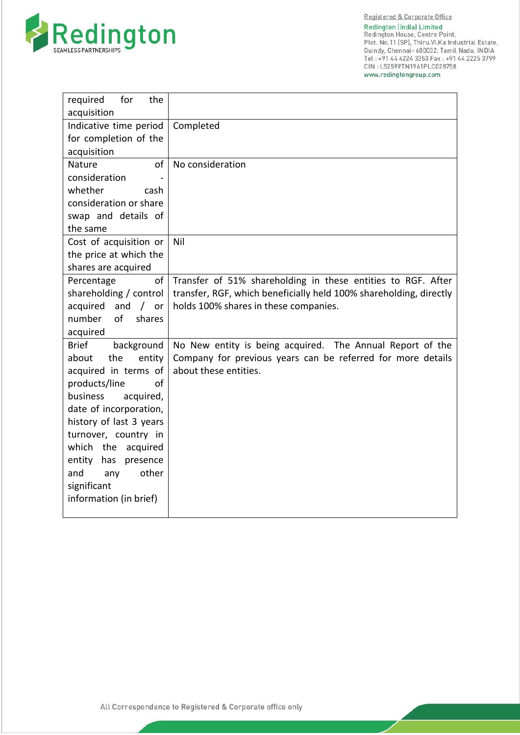| | |
|---|---|
| required for the acquisition | |
| Indicative time period for completion of the acquisition | Completed |
| Nature of consideration - whether cash consideration or share swap and details of the same | No consideration |
| Cost of acquisition or the price at which the shares are acquired | Nil |
| Percentage of shareholding / control acquired and / or number of shares acquired | Transfer of 51% shareholding in these entities to RGF. After transfer, RGF, which beneficially held 100% shareholding, directly holds 100% shares in these companies. |
| Brief background about the entity acquired in terms of products/line of business acquired, date of incorporation, history of last 3 years turnover, country in which the acquired entity has presence and any other significant information (in brief) | No New entity is being acquired. The Annual Report of the Company for previous years can be referred for more details about these entities. |